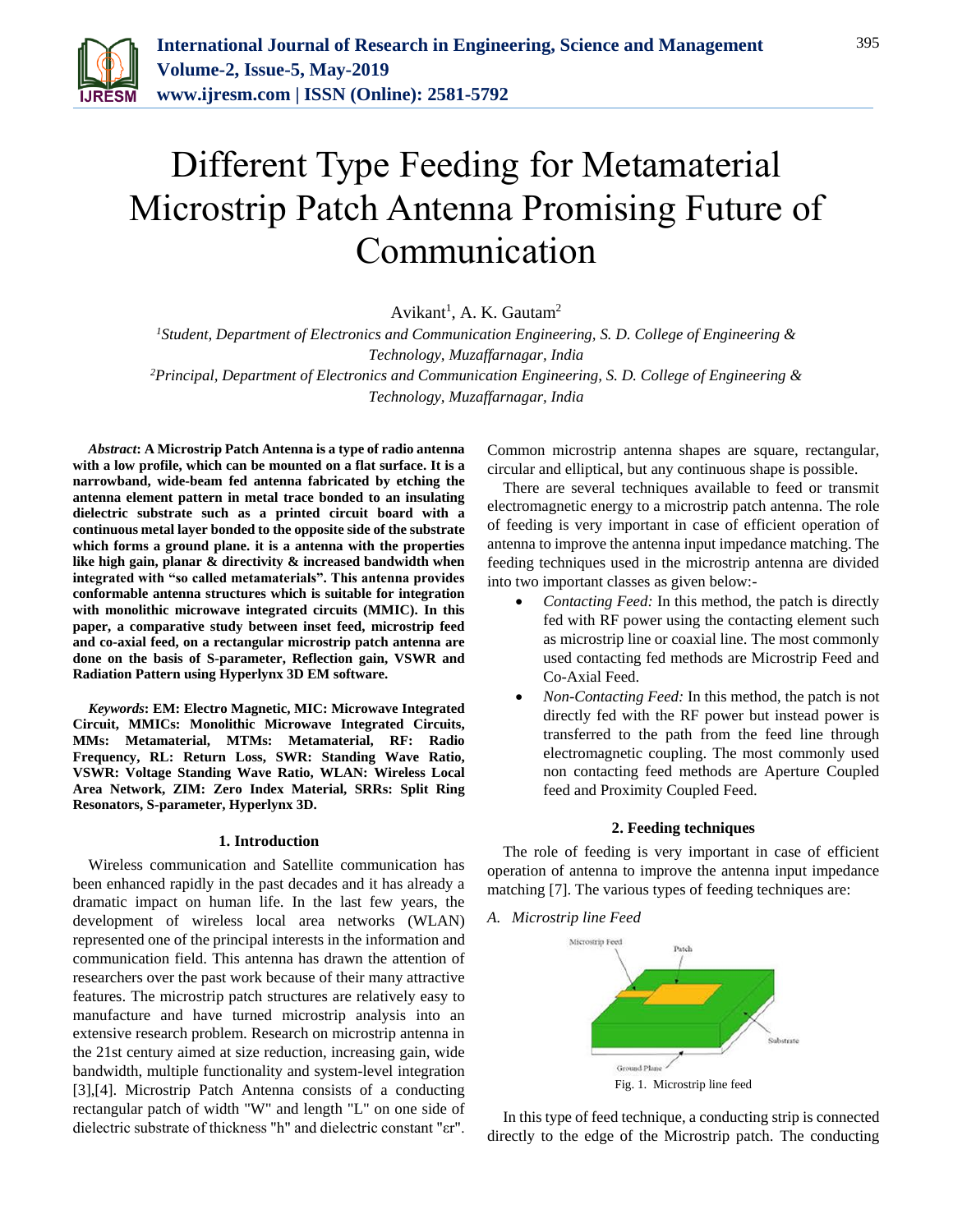# Different Type Feeding for Metamaterial Microstrip Patch Antenna Promising Future of Communication

Avikant[1], A. K. Gautam[2]

[1]*Student, Department of Electronics and Communication Engineering, S. D. College of Engineering & Technology, Muzaffarnagar, India*
[2]*Principal, Department of Electronics and Communication Engineering, S. D. College of Engineering & Technology, Muzaffarnagar, India*

***Abstract*: A Microstrip Patch Antenna is a type of radio antenna with a low profile, which can be mounted on a flat surface. It is a narrowband, wide-beam fed antenna fabricated by etching the antenna element pattern in metal trace bonded to an insulating dielectric substrate such as a printed circuit board with a continuous metal layer bonded to the opposite side of the substrate which forms a ground plane. it is a antenna with the properties like high gain, planar & directivity & increased bandwidth when integrated with "so called metamaterials". This antenna provides conformable antenna structures which is suitable for integration with monolithic microwave integrated circuits (MMIC). In this paper, a comparative study between inset feed, microstrip feed and co-axial feed, on a rectangular microstrip patch antenna are done on the basis of S-parameter, Reflection gain, VSWR and Radiation Pattern using Hyperlynx 3D EM software.**

***Keywords*: EM: Electro Magnetic, MIC: Microwave Integrated Circuit, MMICs: Monolithic Microwave Integrated Circuits, MMs: Metamaterial, MTMs: Metamaterial, RF: Radio Frequency, RL: Return Loss, SWR: Standing Wave Ratio, VSWR: Voltage Standing Wave Ratio, WLAN: Wireless Local Area Network, ZIM: Zero Index Material, SRRs: Split Ring Resonators, S-parameter, Hyperlynx 3D.**

## 1. Introduction

Wireless communication and Satellite communication has been enhanced rapidly in the past decades and it has already a dramatic impact on human life. In the last few years, the development of wireless local area networks (WLAN) represented one of the principal interests in the information and communication field. This antenna has drawn the attention of researchers over the past work because of their many attractive features. The microstrip patch structures are relatively easy to manufacture and have turned microstrip analysis into an extensive research problem. Research on microstrip antenna in the 21st century aimed at size reduction, increasing gain, wide bandwidth, multiple functionality and system-level integration [3],[4]. Microstrip Patch Antenna consists of a conducting rectangular patch of width "W" and length "L" on one side of dielectric substrate of thickness "h" and dielectric constant "$\varepsilon_r$". Common microstrip antenna shapes are square, rectangular, circular and elliptical, but any continuous shape is possible.

There are several techniques available to feed or transmit electromagnetic energy to a microstrip patch antenna. The role of feeding is very important in case of efficient operation of antenna to improve the antenna input impedance matching. The feeding techniques used in the microstrip antenna are divided into two important classes as given below:-

- *Contacting Feed:* In this method, the patch is directly fed with RF power using the contacting element such as microstrip line or coaxial line. The most commonly used contacting fed methods are Microstrip Feed and Co-Axial Feed.
- *Non-Contacting Feed:* In this method, the patch is not directly fed with the RF power but instead power is transferred to the path from the feed line through electromagnetic coupling. The most commonly used non contacting feed methods are Aperture Coupled feed and Proximity Coupled Feed.

## 2. Feeding techniques

The role of feeding is very important in case of efficient operation of antenna to improve the antenna input impedance matching [7]. The various types of feeding techniques are:

### A. *Microstrip line Feed*

Fig. 1. Microstrip line feed

In this type of feed technique, a conducting strip is connected directly to the edge of the Microstrip patch. The conducting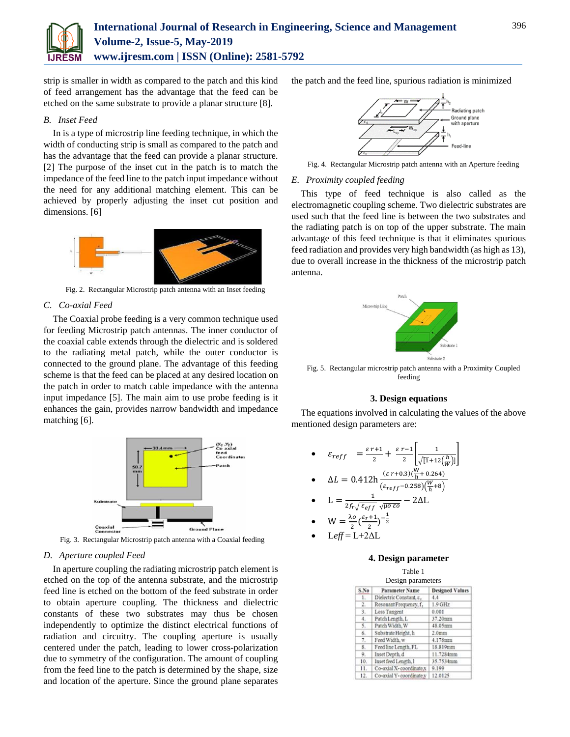strip is smaller in width as compared to the patch and this kind of feed arrangement has the advantage that the feed can be etched on the same substrate to provide a planar structure [8].

*B. Inset Feed*

In is a type of microstrip line feeding technique, in which the width of conducting strip is small as compared to the patch and has the advantage that the feed can provide a planar structure. [2] The purpose of the inset cut in the patch is to match the impedance of the feed line to the patch input impedance without the need for any additional matching element. This can be achieved by properly adjusting the inset cut position and dimensions. [6]

Fig. 2. Rectangular Microstrip patch antenna with an Inset feeding

*C. Co-axial Feed*

The Coaxial probe feeding is a very common technique used for feeding Microstrip patch antennas. The inner conductor of the coaxial cable extends through the dielectric and is soldered to the radiating metal patch, while the outer conductor is connected to the ground plane. The advantage of this feeding scheme is that the feed can be placed at any desired location on the patch in order to match cable impedance with the antenna input impedance [5]. The main aim to use probe feeding is it enhances the gain, provides narrow bandwidth and impedance matching [6].

Fig. 3. Rectangular Microstrip patch antenna with a Coaxial feeding

*D. Aperture coupled Feed*

In aperture coupling the radiating microstrip patch element is etched on the top of the antenna substrate, and the microstrip feed line is etched on the bottom of the feed substrate in order to obtain aperture coupling. The thickness and dielectric constants of these two substrates may thus be chosen independently to optimize the distinct electrical functions of radiation and circuitry. The coupling aperture is usually centered under the patch, leading to lower cross-polarization due to symmetry of the configuration. The amount of coupling from the feed line to the patch is determined by the shape, size and location of the aperture. Since the ground plane separates the patch and the feed line, spurious radiation is minimized

Fig. 4. Rectangular Microstrip patch antenna with an Aperture feeding

*E. Proximity coupled feeding*

This type of feed technique is also called as the electromagnetic coupling scheme. Two dielectric substrates are used such that the feed line is between the two substrates and the radiating patch is on top of the upper substrate. The main advantage of this feed technique is that it eliminates spurious feed radiation and provides very high bandwidth (as high as 13), due to overall increase in the thickness of the microstrip patch antenna.

Fig. 5. Rectangular microstrip patch antenna with a Proximity Coupled feeding

## 3. Design equations

The equations involved in calculating the values of the above mentioned design parameters are:

- $\varepsilon_{reff} = \frac{\varepsilon r+1}{2} + \frac{\varepsilon r-1}{2}\left[\frac{1}{\sqrt{[1+12\left(\frac{h}{W}\right)]}}\right]$
- $\Delta L = 0.412h\,\frac{(\varepsilon r+0.3)\left(\frac{W}{h}+0.264\right)}{(\varepsilon_{reff}-0.258)\left(\frac{W}{h}+8\right)}$
- $L = \frac{1}{2f_r\sqrt{\varepsilon_{eff}}\ \sqrt{\mu o\ \varepsilon o}} - 2\Delta L$
- $W = \frac{\lambda o}{2}\left(\frac{\varepsilon r+1}{2}\right)^{-\frac{1}{2}}$
- $Leff = L + 2\Delta L$

## 4. Design parameter

Table 1
Design parameters

| S.No | Parameter Name | Designed Values |
|---|---|---|
| 1. | Dielectric Constant, $\varepsilon_r$ | 4.4 |
| 2. | Resonant Frequency, $f_r$ | 1.9 GHz |
| 3. | Loss Tangent | 0.001 |
| 4. | Patch Length, L | 37.20mm |
| 5. | Patch Width, W | 48.05mm |
| 6. | Substrate Height, h | 2.0mm |
| 7. | Feed Width, w | 4.178mm |
| 8. | Feed line Length, FL | 18.819mm |
| 9. | Inset Depth, d | 11.7284mm |
| 10. | Inset feed Length, l | 35.7534mm |
| 11. | Co-axial X-coordinate, x | 9.199 |
| 12. | Co-axial Y-coordinate, y | 12.0125 |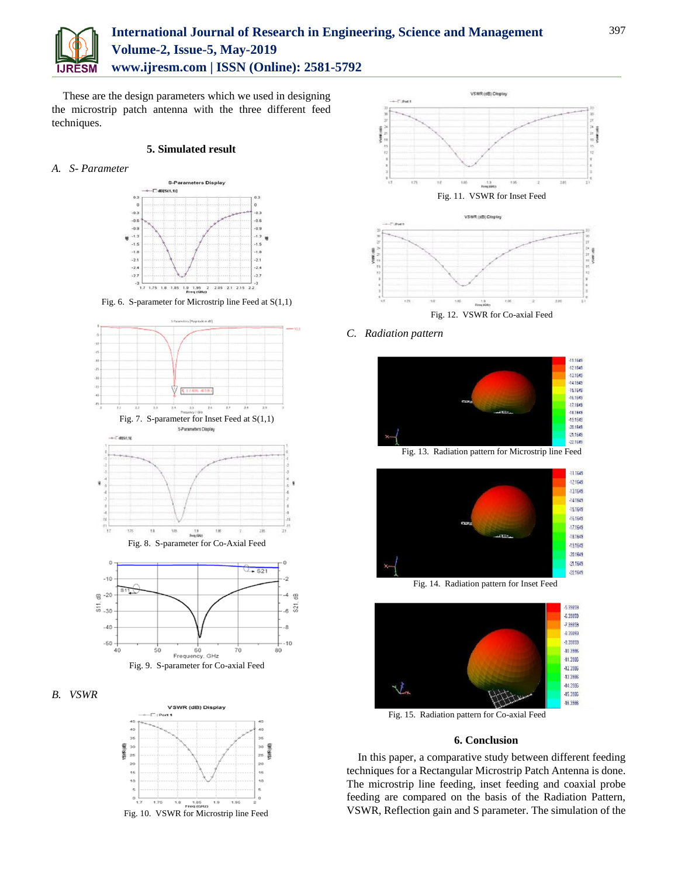These are the design parameters which we used in designing the microstrip patch antenna with the three different feed techniques.

## 5. Simulated result

### *A. S- Parameter*

Fig. 6. S-parameter for Microstrip line Feed at S(1,1)

Fig. 7. S-parameter for Inset Feed at S(1,1)

Fig. 8. S-parameter for Co-Axial Feed

Fig. 9. S-parameter for Co-axial Feed

### *B. VSWR*

Fig. 10. VSWR for Microstrip line Feed

Fig. 11. VSWR for Inset Feed

Fig. 12. VSWR for Co-axial Feed

### *C. Radiation pattern*

Fig. 13. Radiation pattern for Microstrip line Feed

Fig. 14. Radiation pattern for Inset Feed

Fig. 15. Radiation pattern for Co-axial Feed

## 6. Conclusion

In this paper, a comparative study between different feeding techniques for a Rectangular Microstrip Patch Antenna is done. The microstrip line feeding, inset feeding and coaxial probe feeding are compared on the basis of the Radiation Pattern, VSWR, Reflection gain and S parameter. The simulation of the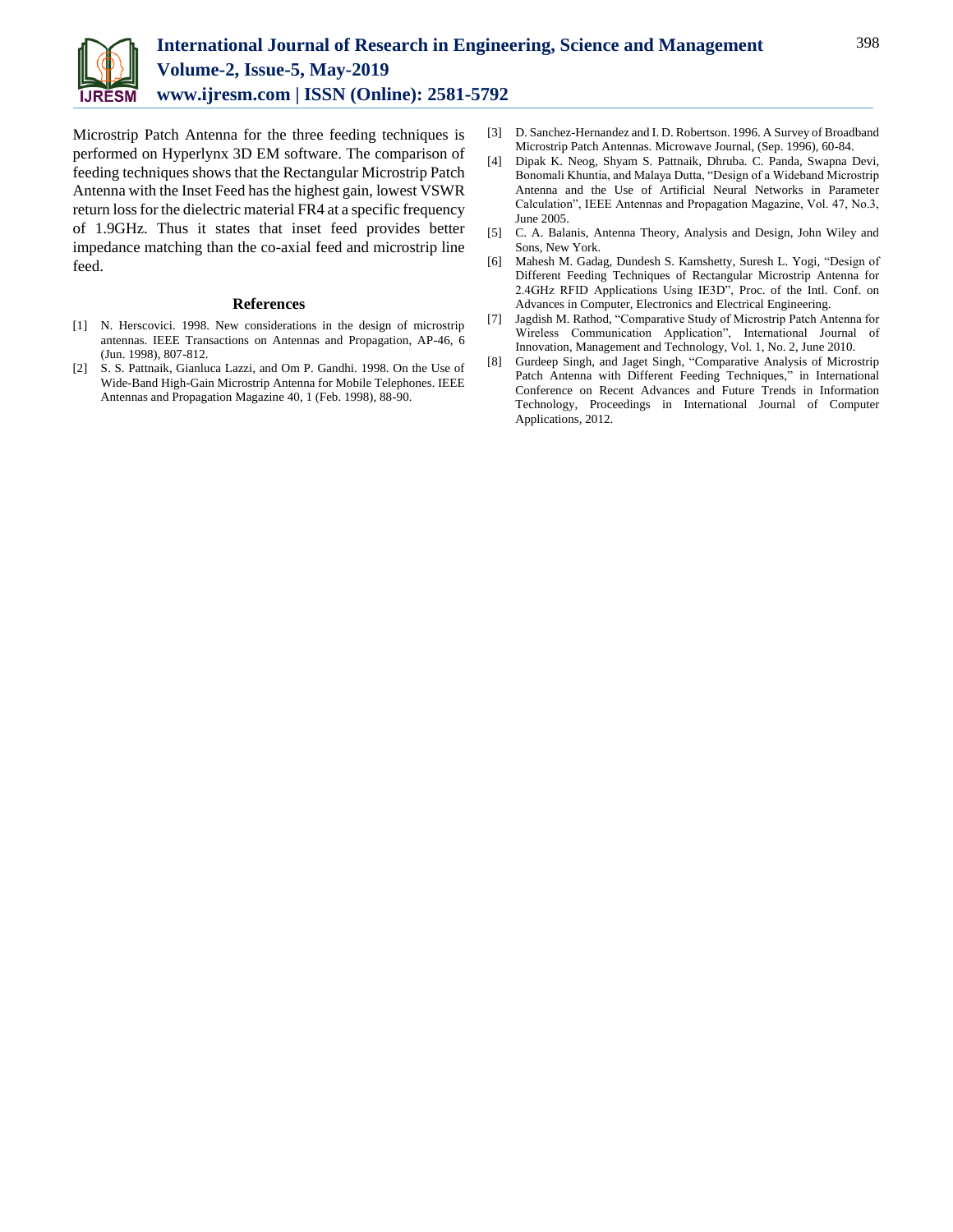Microstrip Patch Antenna for the three feeding techniques is performed on Hyperlynx 3D EM software. The comparison of feeding techniques shows that the Rectangular Microstrip Patch Antenna with the Inset Feed has the highest gain, lowest VSWR return loss for the dielectric material FR4 at a specific frequency of 1.9GHz. Thus it states that inset feed provides better impedance matching than the co-axial feed and microstrip line feed.

## References

[1] N. Herscovici. 1998. New considerations in the design of microstrip antennas. IEEE Transactions on Antennas and Propagation, AP-46, 6 (Jun. 1998), 807-812.

[2] S. S. Pattnaik, Gianluca Lazzi, and Om P. Gandhi. 1998. On the Use of Wide-Band High-Gain Microstrip Antenna for Mobile Telephones. IEEE Antennas and Propagation Magazine 40, 1 (Feb. 1998), 88-90.

[3] D. Sanchez-Hernandez and I. D. Robertson. 1996. A Survey of Broadband Microstrip Patch Antennas. Microwave Journal, (Sep. 1996), 60-84.

[4] Dipak K. Neog, Shyam S. Pattnaik, Dhruba. C. Panda, Swapna Devi, Bonomali Khuntia, and Malaya Dutta, "Design of a Wideband Microstrip Antenna and the Use of Artificial Neural Networks in Parameter Calculation", IEEE Antennas and Propagation Magazine, Vol. 47, No.3, June 2005.

[5] C. A. Balanis, Antenna Theory, Analysis and Design, John Wiley and Sons, New York.

[6] Mahesh M. Gadag, Dundesh S. Kamshetty, Suresh L. Yogi, "Design of Different Feeding Techniques of Rectangular Microstrip Antenna for 2.4GHz RFID Applications Using IE3D", Proc. of the Intl. Conf. on Advances in Computer, Electronics and Electrical Engineering.

[7] Jagdish M. Rathod, "Comparative Study of Microstrip Patch Antenna for Wireless Communication Application", International Journal of Innovation, Management and Technology, Vol. 1, No. 2, June 2010.

[8] Gurdeep Singh, and Jaget Singh, "Comparative Analysis of Microstrip Patch Antenna with Different Feeding Techniques," in International Conference on Recent Advances and Future Trends in Information Technology, Proceedings in International Journal of Computer Applications, 2012.